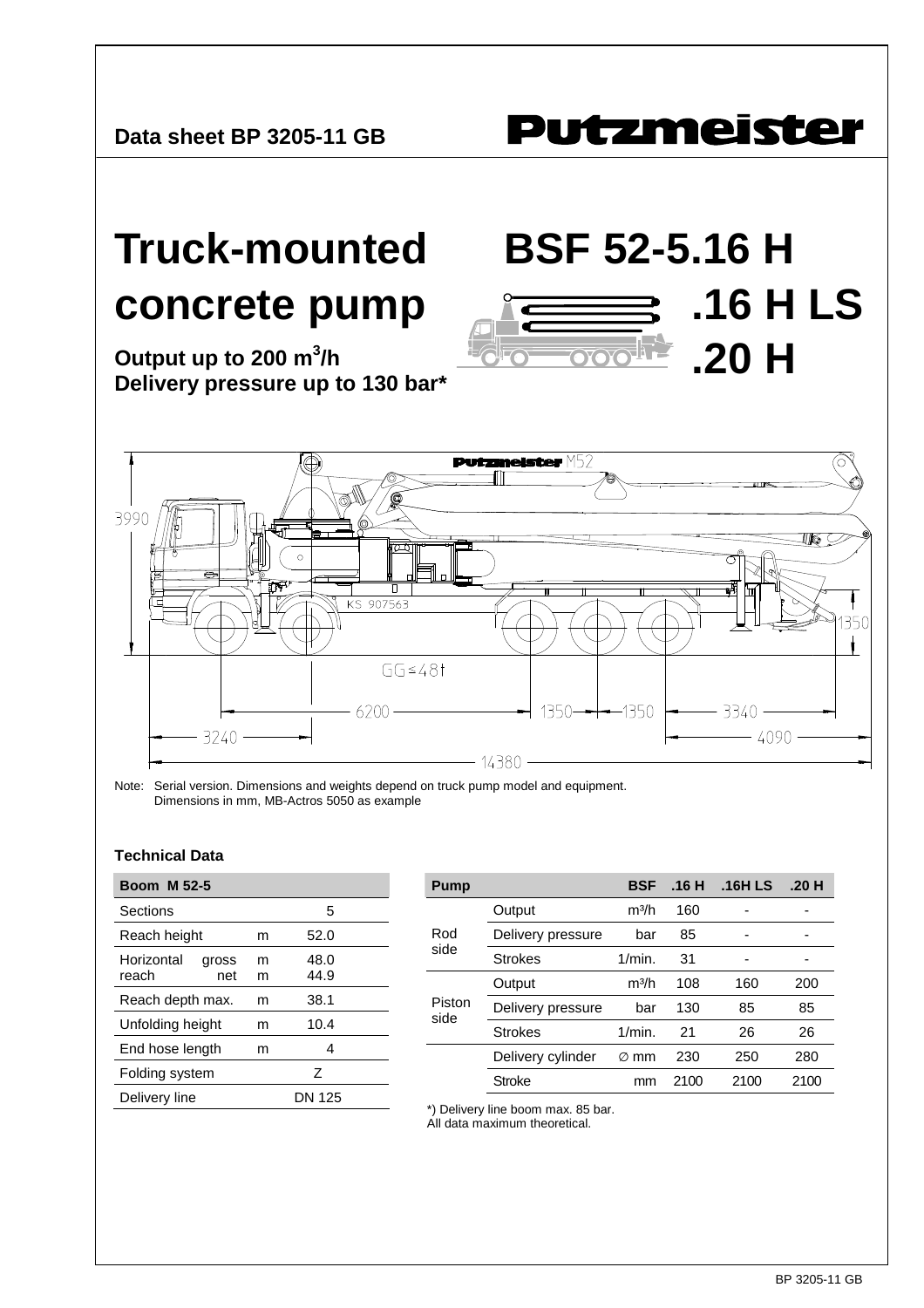Data sheet BP 3205-11 GB

**Putzmeister**

# Truck-mounted concrete pump

# BSF 52-5.16 H
# .16 H LS
# .20 H

**Output up to 200 m³/h**
**Delivery pressure up to 130 bar***

Note: Serial version. Dimensions and weights depend on truck pump model and equipment.
Dimensions in mm, MB-Actros 5050 as example

### Technical Data

| Boom M 52-5 | | |
|---|---|---|
| Sections | | 5 |
| Reach height | m | 52.0 |
| Horizontal reach gross | m | 48.0 |
| Horizontal reach net | m | 44.9 |
| Reach depth max. | m | 38.1 |
| Unfolding height | m | 10.4 |
| End hose length | m | 4 |
| Folding system | | Z |
| Delivery line | | DN 125 |

| Pump | | BSF | .16 H | .16H LS | .20 H |
|---|---|---|---|---|---|
| Rod side | Output | m³/h | 160 | - | - |
| | Delivery pressure | bar | 85 | - | - |
| | Strokes | 1/min. | 31 | - | - |
| Piston side | Output | m³/h | 108 | 160 | 200 |
| | Delivery pressure | bar | 130 | 85 | 85 |
| | Strokes | 1/min. | 21 | 26 | 26 |
| | Delivery cylinder | ∅ mm | 230 | 250 | 280 |
| | Stroke | mm | 2100 | 2100 | 2100 |

*) Delivery line boom max. 85 bar.
All data maximum theoretical.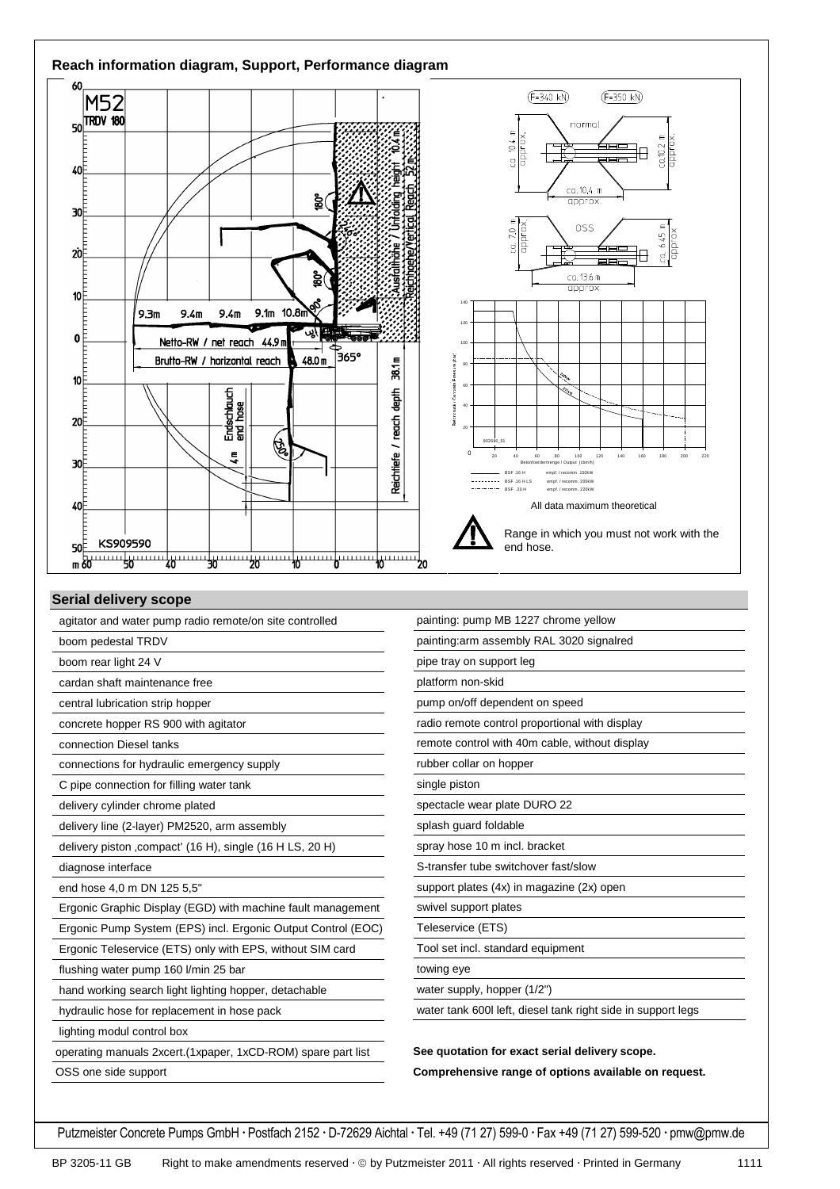## Reach information diagram, Support, Performance diagram

M52
TRDV 180

60
50
40
30
20
10
0
10
20
30
40
50
m 60 50 40 30 20 10 0 10 20

180°
180°
90°
35°
365°
250°

9.3m 9.4m 9.4m 9.1m 10.8m

Netto-RW / net reach 44.9 m

Brutto-RW / horizontal reach 48.0 m

Endschlauch end hose

4 m

Reichtiefe / reach depth 38.1 m

Ausfalthöhe / Unfolding height 10.4 m

Reichhöhe/Vertical Reach 52 m

KS909590

F=340 kN F=350 kN

normal

ca. 10.4 m approx.

ca.10.2 m approx.

ca. 10.4 m approx.

OSS

ca. 7.0 m approx.

ca. 6.45 m approx

ca. 13.6 m approx

140
120
100
80
60
40
20
0

20 40 60 80 100 120 140 160 180 200 220

Betonfördermenge / Output (cbm/h)

Betondruck / Concrete Pressure (bar)

BSF 16 H empf. / recomm. 150kW

BSF 16 H LS empf. / recomm. 200kW

BSF 20 H empf. / recomm. 220kW

All data maximum theoretical

Range in which you must not work with the end hose.

## Serial delivery scope

- agitator and water pump radio remote/on site controlled
- boom pedestal TRDV
- boom rear light 24 V
- cardan shaft maintenance free
- central lubrication strip hopper
- concrete hopper RS 900 with agitator
- connection Diesel tanks
- connections for hydraulic emergency supply
- C pipe connection for filling water tank
- delivery cylinder chrome plated
- delivery line (2-layer) PM2520, arm assembly
- delivery piston ‚compact' (16 H), single (16 H LS, 20 H)
- diagnose interface
- end hose 4,0 m DN 125 5,5"
- Ergonic Graphic Display (EGD) with machine fault management
- Ergonic Pump System (EPS) incl. Ergonic Output Control (EOC)
- Ergonic Teleservice (ETS) only with EPS, without SIM card
- flushing water pump 160 l/min 25 bar
- hand working search light lighting hopper, detachable
- hydraulic hose for replacement in hose pack
- lighting modul control box
- operating manuals 2xcert.(1xpaper, 1xCD-ROM) spare part list
- OSS one side support
- painting: pump MB 1227 chrome yellow
- painting:arm assembly RAL 3020 signalred
- pipe tray on support leg
- platform non-skid
- pump on/off dependent on speed
- radio remote control proportional with display
- remote control with 40m cable, without display
- rubber collar on hopper
- single piston
- spectacle wear plate DURO 22
- splash guard foldable
- spray hose 10 m incl. bracket
- S-transfer tube switchover fast/slow
- support plates (4x) in magazine (2x) open
- swivel support plates
- Teleservice (ETS)
- Tool set incl. standard equipment
- towing eye
- water supply, hopper (1/2")
- water tank 600l left, diesel tank right side in support legs

**See quotation for exact serial delivery scope.**

**Comprehensive range of options available on request.**

Putzmeister Concrete Pumps GmbH · Postfach 2152 · D-72629 Aichtal · Tel. +49 (71 27) 599-0 · Fax +49 (71 27) 599-520 · pmw@pmw.de

BP 3205-11 GB Right to make amendments reserved · © by Putzmeister 2011 · All rights reserved · Printed in Germany 1111